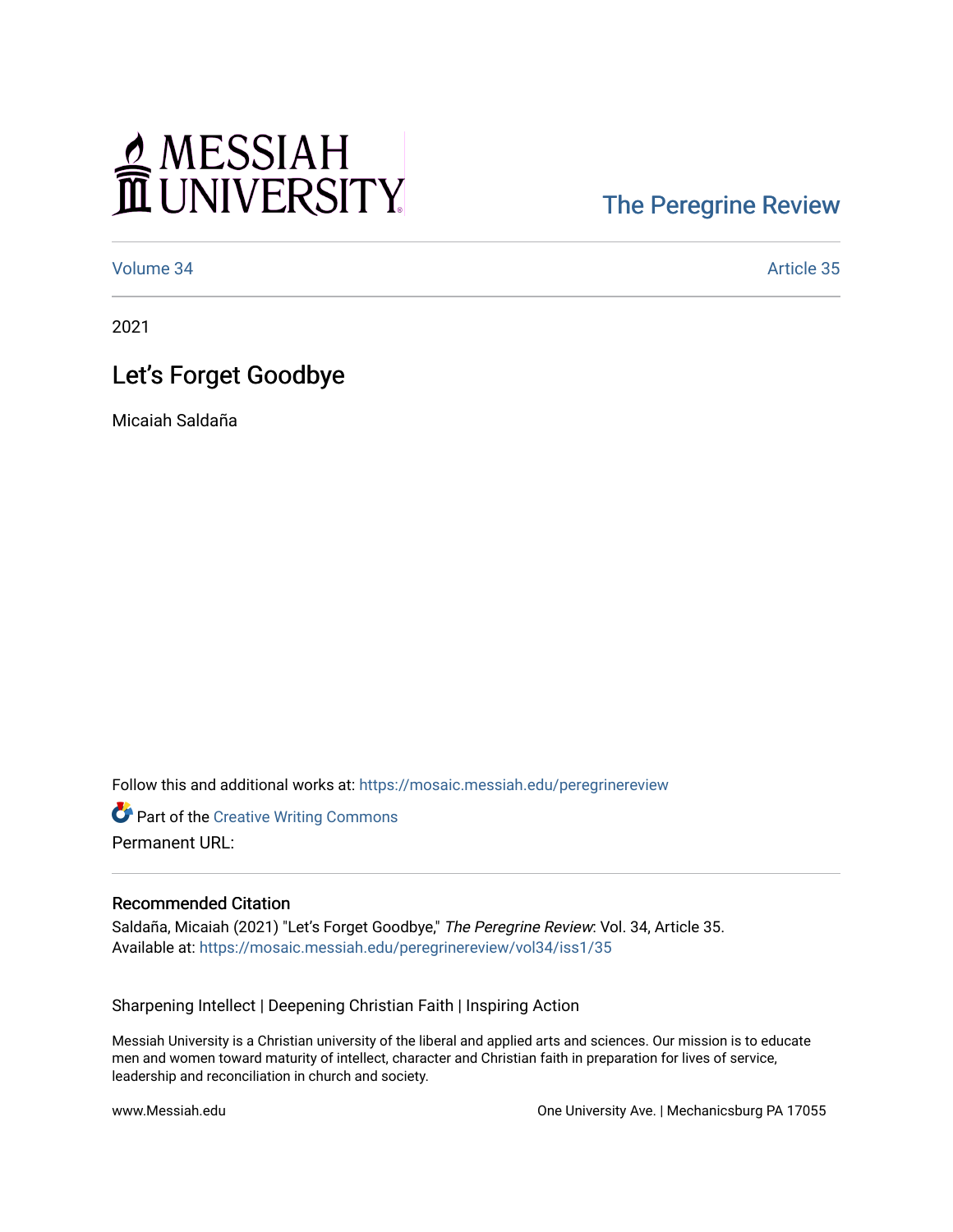Messiah University

The Peregrine Review

Volume 34 | Article 35

2021

# Let's Forget Goodbye

Micaiah Saldaña

Follow this and additional works at: https://mosaic.messiah.edu/peregrinereview

Part of the Creative Writing Commons

Permanent URL:

## Recommended Citation

Saldaña, Micaiah (2021) "Let's Forget Goodbye," *The Peregrine Review*: Vol. 34, Article 35.
Available at: https://mosaic.messiah.edu/peregrinereview/vol34/iss1/35

Sharpening Intellect | Deepening Christian Faith | Inspiring Action

Messiah University is a Christian university of the liberal and applied arts and sciences. Our mission is to educate men and women toward maturity of intellect, character and Christian faith in preparation for lives of service, leadership and reconciliation in church and society.

www.Messiah.edu

One University Ave. | Mechanicsburg PA 17055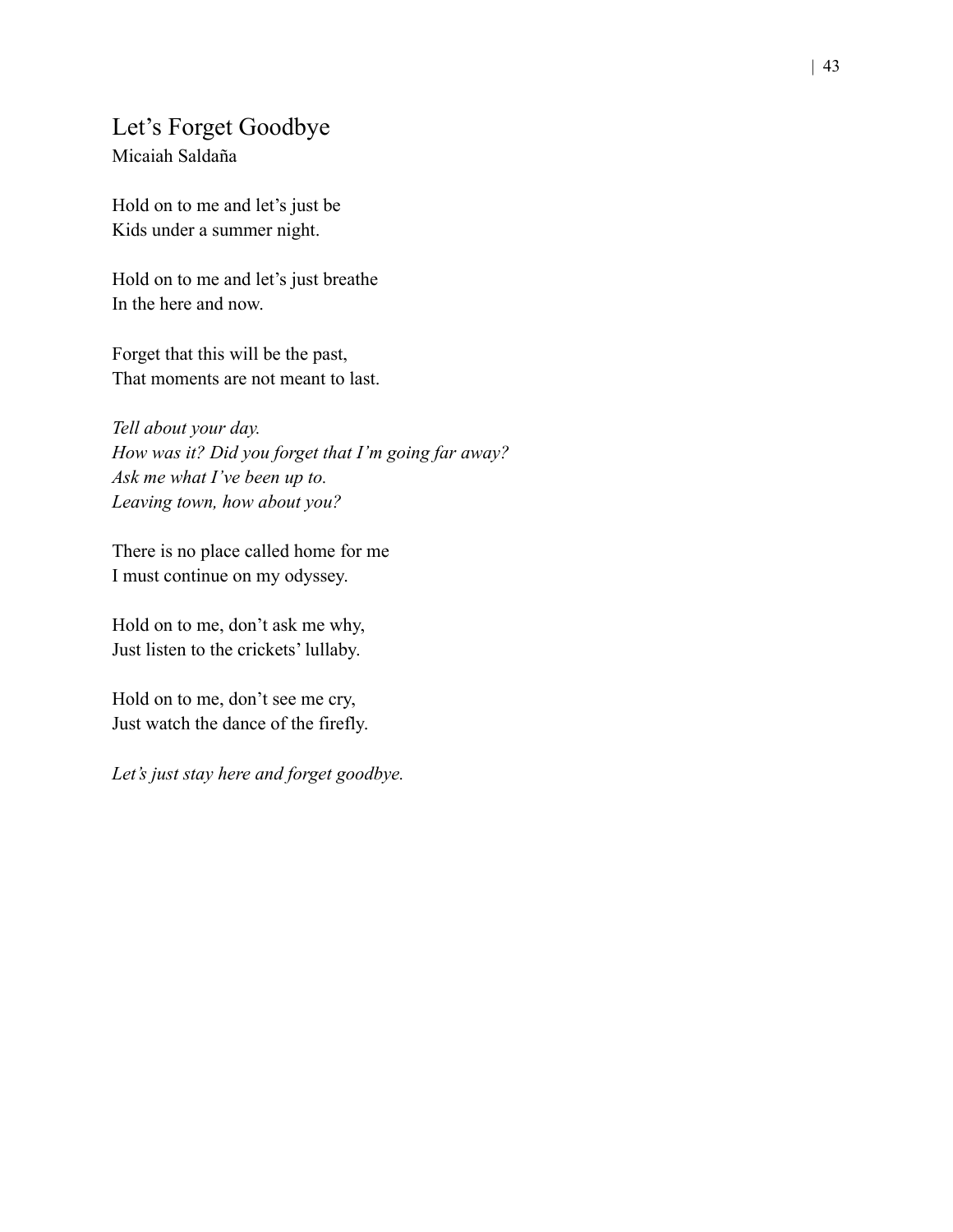## Let's Forget Goodbye

Micaiah Saldaña

Hold on to me and let's just be  
Kids under a summer night.

Hold on to me and let's just breathe  
In the here and now.

Forget that this will be the past,  
That moments are not meant to last.

*Tell about your day.*  
*How was it? Did you forget that I'm going far away?*  
*Ask me what I've been up to.*  
*Leaving town, how about you?*

There is no place called home for me  
I must continue on my odyssey.

Hold on to me, don't ask me why,  
Just listen to the crickets' lullaby.

Hold on to me, don't see me cry,  
Just watch the dance of the firefly.

*Let's just stay here and forget goodbye.*